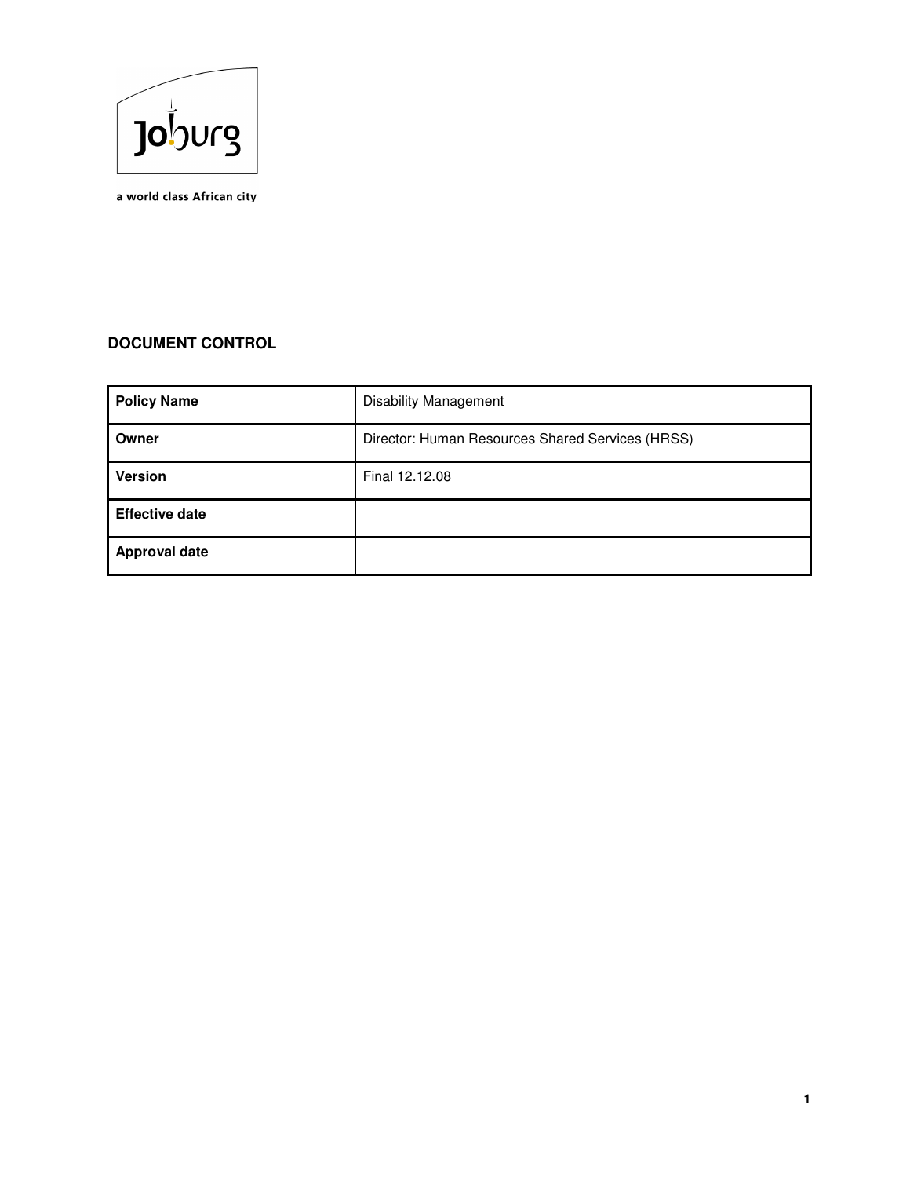a world class African city

**DOCUMENT CONTROL**

| **Policy Name** | Disability Management |
|---|---|
| **Owner** | Director: Human Resources Shared Services (HRSS) |
| **Version** | Final 12.12.08 |
| **Effective date** | |
| **Approval date** | |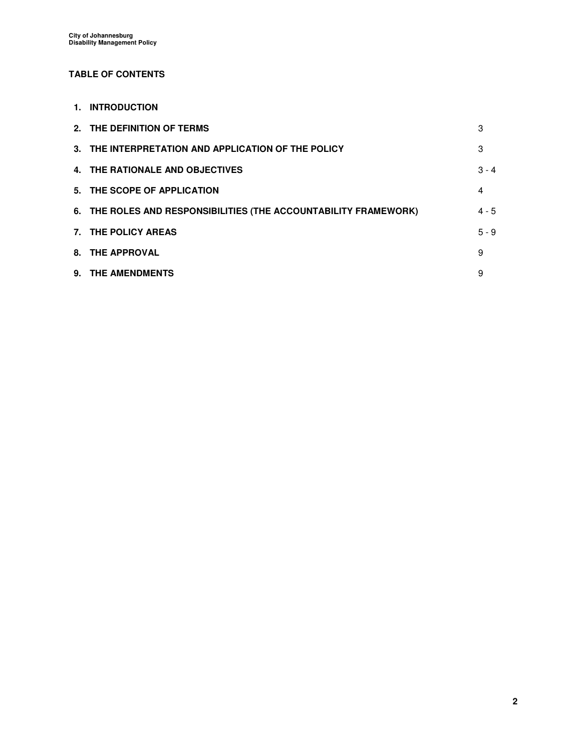**TABLE OF CONTENTS**

| | | |
|---|---|---|
| 1. | **INTRODUCTION** | |
| 2. | **THE DEFINITION OF TERMS** | 3 |
| 3. | **THE INTERPRETATION AND APPLICATION OF THE POLICY** | 3 |
| 4. | **THE RATIONALE AND OBJECTIVES** | 3 - 4 |
| 5. | **THE SCOPE OF APPLICATION** | 4 |
| 6. | **THE ROLES AND RESPONSIBILITIES (THE ACCOUNTABILITY FRAMEWORK)** | 4 - 5 |
| 7. | **THE POLICY AREAS** | 5 - 9 |
| 8. | **THE APPROVAL** | 9 |
| 9. | **THE AMENDMENTS** | 9 |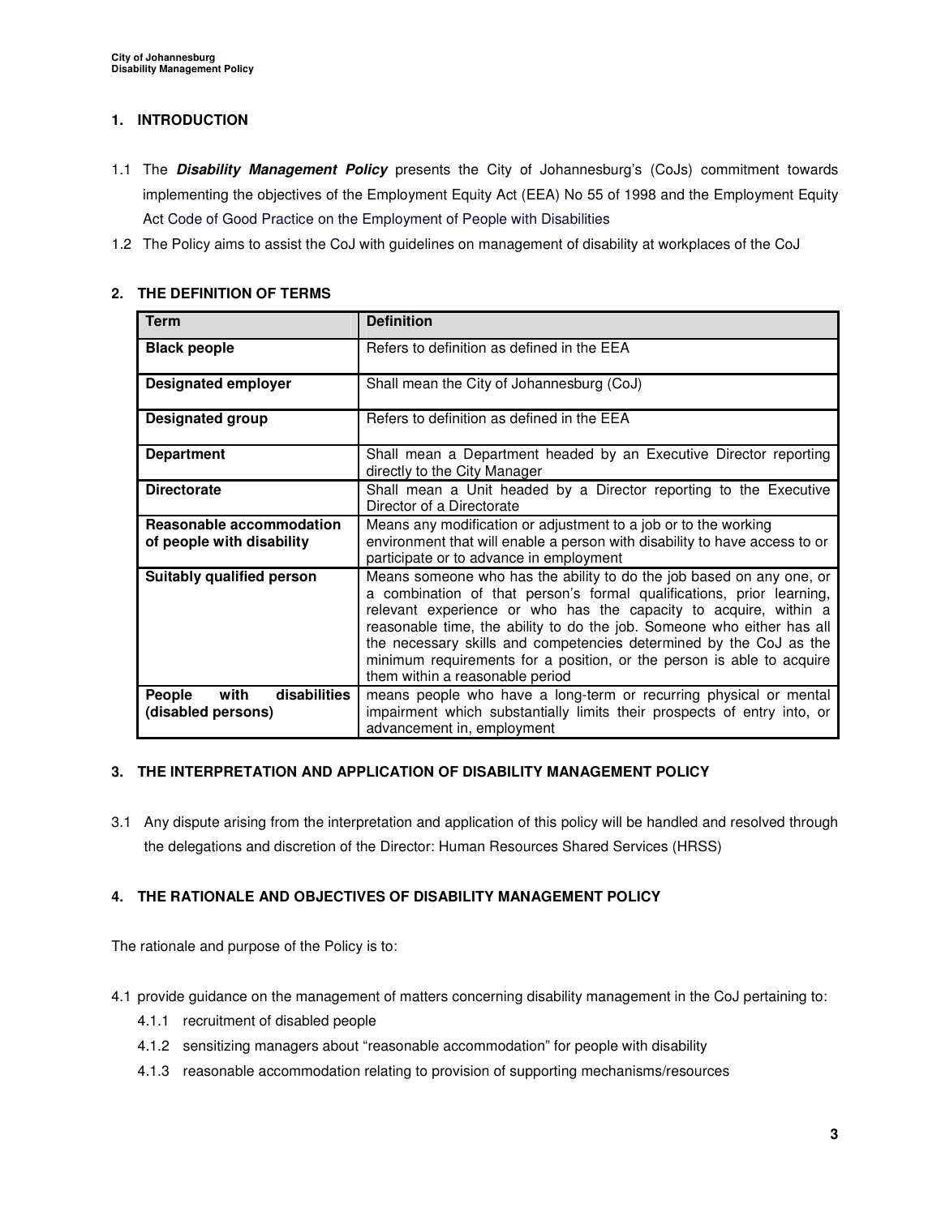## 1. INTRODUCTION

1.1 The ***Disability Management Policy*** presents the City of Johannesburg's (CoJs) commitment towards implementing the objectives of the Employment Equity Act (EEA) No 55 of 1998 and the Employment Equity Act Code of Good Practice on the Employment of People with Disabilities

1.2 The Policy aims to assist the CoJ with guidelines on management of disability at workplaces of the CoJ

## 2. THE DEFINITION OF TERMS

| Term | Definition |
|---|---|
| **Black people** | Refers to definition as defined in the EEA |
| **Designated employer** | Shall mean the City of Johannesburg (CoJ) |
| **Designated group** | Refers to definition as defined in the EEA |
| **Department** | Shall mean a Department headed by an Executive Director reporting directly to the City Manager |
| **Directorate** | Shall mean a Unit headed by a Director reporting to the Executive Director of a Directorate |
| **Reasonable accommodation of people with disability** | Means any modification or adjustment to a job or to the working environment that will enable a person with disability to have access to or participate or to advance in employment |
| **Suitably qualified person** | Means someone who has the ability to do the job based on any one, or a combination of that person's formal qualifications, prior learning, relevant experience or who has the capacity to acquire, within a reasonable time, the ability to do the job. Someone who either has all the necessary skills and competencies determined by the CoJ as the minimum requirements for a position, or the person is able to acquire them within a reasonable period |
| **People with disabilities (disabled persons)** | means people who have a long-term or recurring physical or mental impairment which substantially limits their prospects of entry into, or advancement in, employment |

## 3. THE INTERPRETATION AND APPLICATION OF DISABILITY MANAGEMENT POLICY

3.1 Any dispute arising from the interpretation and application of this policy will be handled and resolved through the delegations and discretion of the Director: Human Resources Shared Services (HRSS)

## 4. THE RATIONALE AND OBJECTIVES OF DISABILITY MANAGEMENT POLICY

The rationale and purpose of the Policy is to:

4.1 provide guidance on the management of matters concerning disability management in the CoJ pertaining to:

- 4.1.1 recruitment of disabled people
- 4.1.2 sensitizing managers about "reasonable accommodation" for people with disability
- 4.1.3 reasonable accommodation relating to provision of supporting mechanisms/resources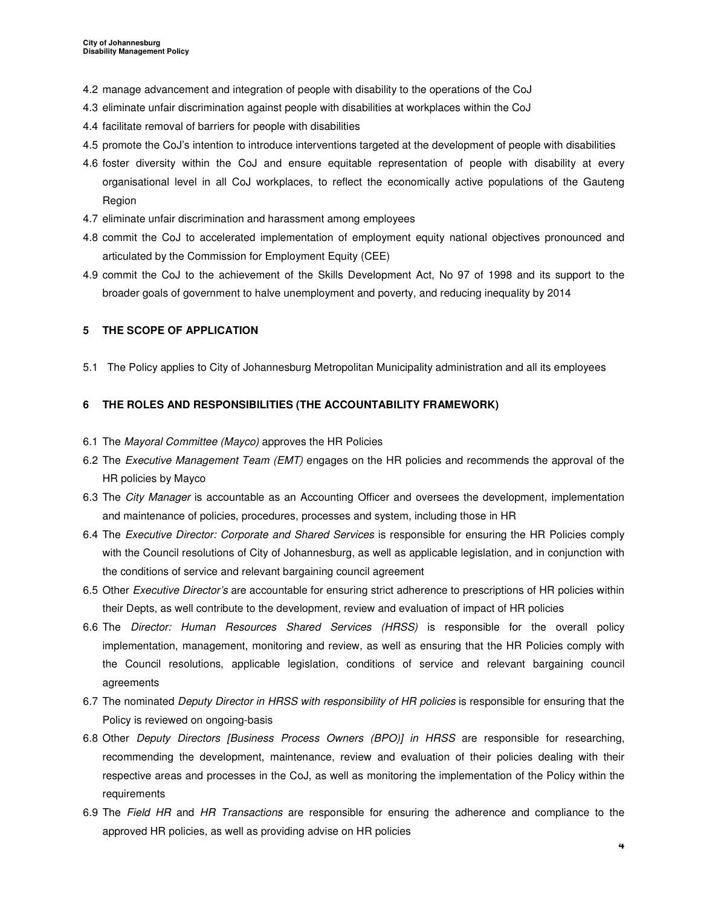4.2 manage advancement and integration of people with disability to the operations of the CoJ

4.3 eliminate unfair discrimination against people with disabilities at workplaces within the CoJ

4.4 facilitate removal of barriers for people with disabilities

4.5 promote the CoJ's intention to introduce interventions targeted at the development of people with disabilities

4.6 foster diversity within the CoJ and ensure equitable representation of people with disability at every organisational level in all CoJ workplaces, to reflect the economically active populations of the Gauteng Region

4.7 eliminate unfair discrimination and harassment among employees

4.8 commit the CoJ to accelerated implementation of employment equity national objectives pronounced and articulated by the Commission for Employment Equity (CEE)

4.9 commit the CoJ to the achievement of the Skills Development Act, No 97 of 1998 and its support to the broader goals of government to halve unemployment and poverty, and reducing inequality by 2014

## 5 THE SCOPE OF APPLICATION

5.1 The Policy applies to City of Johannesburg Metropolitan Municipality administration and all its employees

## 6 THE ROLES AND RESPONSIBILITIES (THE ACCOUNTABILITY FRAMEWORK)

6.1 The *Mayoral Committee (Mayco)* approves the HR Policies

6.2 The *Executive Management Team (EMT)* engages on the HR policies and recommends the approval of the HR policies by Mayco

6.3 The *City Manager* is accountable as an Accounting Officer and oversees the development, implementation and maintenance of policies, procedures, processes and system, including those in HR

6.4 The *Executive Director: Corporate and Shared Services* is responsible for ensuring the HR Policies comply with the Council resolutions of City of Johannesburg, as well as applicable legislation, and in conjunction with the conditions of service and relevant bargaining council agreement

6.5 Other *Executive Director's* are accountable for ensuring strict adherence to prescriptions of HR policies within their Depts, as well contribute to the development, review and evaluation of impact of HR policies

6.6 The *Director: Human Resources Shared Services (HRSS)* is responsible for the overall policy implementation, management, monitoring and review, as well as ensuring that the HR Policies comply with the Council resolutions, applicable legislation, conditions of service and relevant bargaining council agreements

6.7 The nominated *Deputy Director in HRSS with responsibility of HR policies* is responsible for ensuring that the Policy is reviewed on ongoing-basis

6.8 Other *Deputy Directors [Business Process Owners (BPO)] in HRSS* are responsible for researching, recommending the development, maintenance, review and evaluation of their policies dealing with their respective areas and processes in the CoJ, as well as monitoring the implementation of the Policy within the requirements

6.9 The *Field HR* and *HR Transactions* are responsible for ensuring the adherence and compliance to the approved HR policies, as well as providing advise on HR policies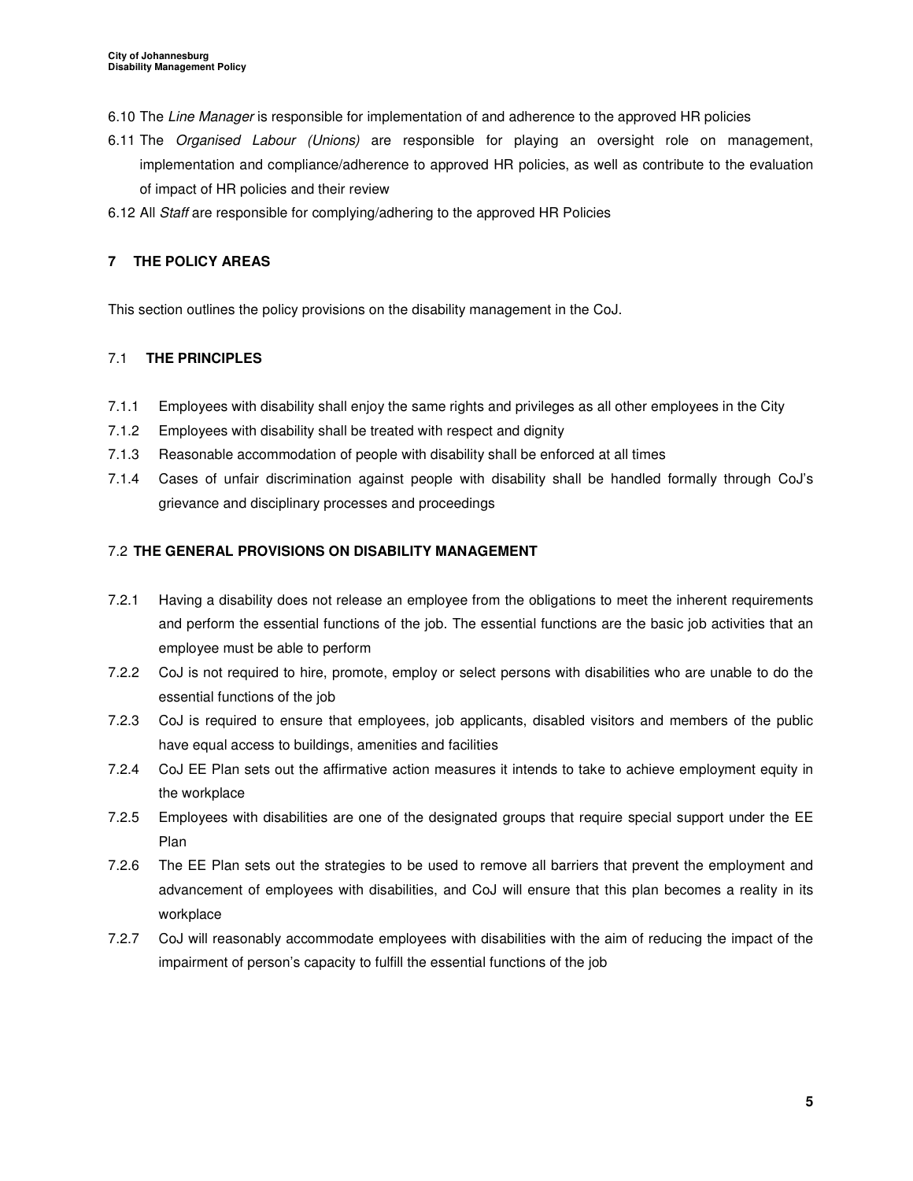6.10 The *Line Manager* is responsible for implementation of and adherence to the approved HR policies

6.11 The *Organised Labour (Unions)* are responsible for playing an oversight role on management, implementation and compliance/adherence to approved HR policies, as well as contribute to the evaluation of impact of HR policies and their review

6.12 All *Staff* are responsible for complying/adhering to the approved HR Policies

## 7 THE POLICY AREAS

This section outlines the policy provisions on the disability management in the CoJ.

### 7.1 THE PRINCIPLES

7.1.1 Employees with disability shall enjoy the same rights and privileges as all other employees in the City

7.1.2 Employees with disability shall be treated with respect and dignity

7.1.3 Reasonable accommodation of people with disability shall be enforced at all times

7.1.4 Cases of unfair discrimination against people with disability shall be handled formally through CoJ's grievance and disciplinary processes and proceedings

### 7.2 THE GENERAL PROVISIONS ON DISABILITY MANAGEMENT

7.2.1 Having a disability does not release an employee from the obligations to meet the inherent requirements and perform the essential functions of the job. The essential functions are the basic job activities that an employee must be able to perform

7.2.2 CoJ is not required to hire, promote, employ or select persons with disabilities who are unable to do the essential functions of the job

7.2.3 CoJ is required to ensure that employees, job applicants, disabled visitors and members of the public have equal access to buildings, amenities and facilities

7.2.4 CoJ EE Plan sets out the affirmative action measures it intends to take to achieve employment equity in the workplace

7.2.5 Employees with disabilities are one of the designated groups that require special support under the EE Plan

7.2.6 The EE Plan sets out the strategies to be used to remove all barriers that prevent the employment and advancement of employees with disabilities, and CoJ will ensure that this plan becomes a reality in its workplace

7.2.7 CoJ will reasonably accommodate employees with disabilities with the aim of reducing the impact of the impairment of person's capacity to fulfill the essential functions of the job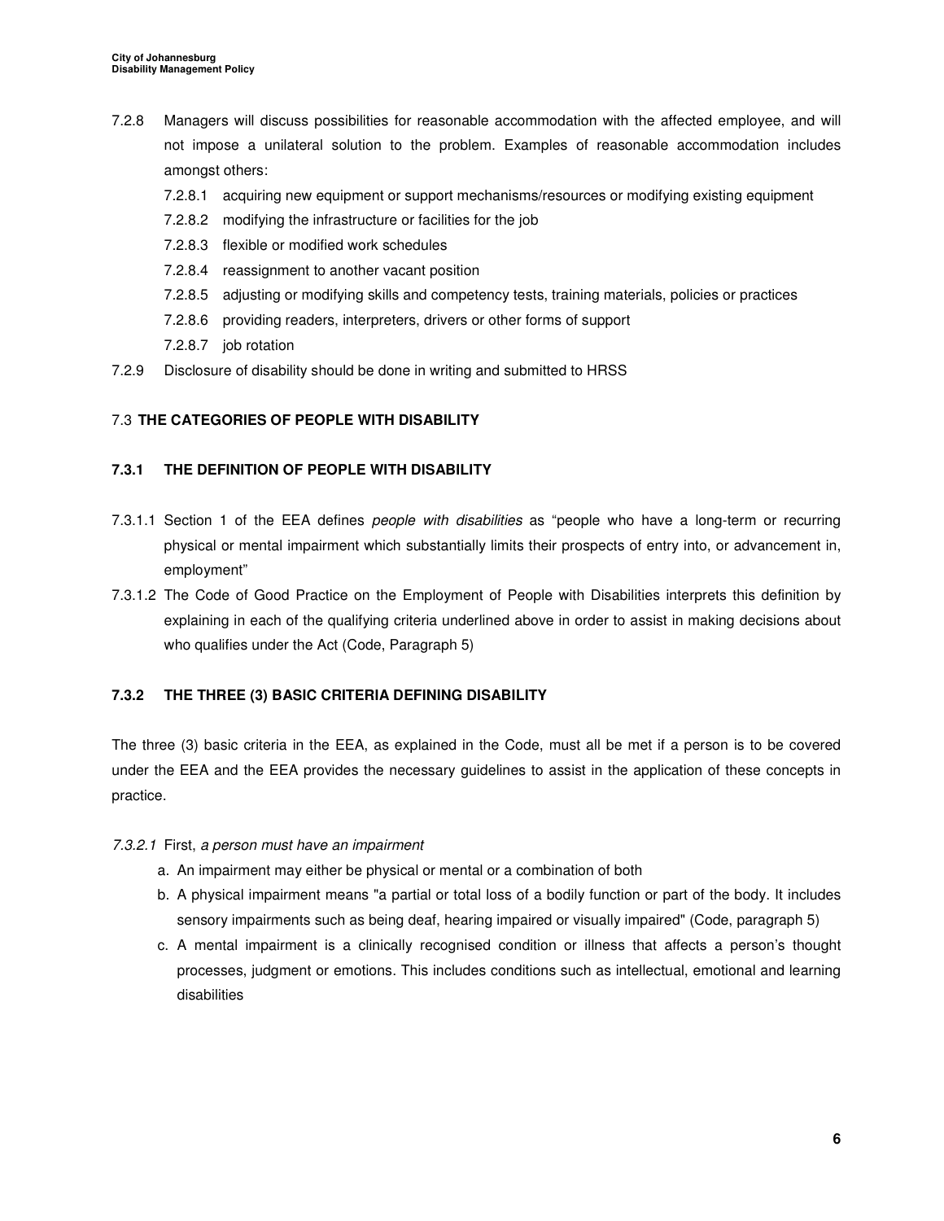7.2.8 Managers will discuss possibilities for reasonable accommodation with the affected employee, and will not impose a unilateral solution to the problem. Examples of reasonable accommodation includes amongst others:

- 7.2.8.1 acquiring new equipment or support mechanisms/resources or modifying existing equipment
- 7.2.8.2 modifying the infrastructure or facilities for the job
- 7.2.8.3 flexible or modified work schedules
- 7.2.8.4 reassignment to another vacant position
- 7.2.8.5 adjusting or modifying skills and competency tests, training materials, policies or practices
- 7.2.8.6 providing readers, interpreters, drivers or other forms of support
- 7.2.8.7 job rotation

7.2.9 Disclosure of disability should be done in writing and submitted to HRSS

## 7.3 **THE CATEGORIES OF PEOPLE WITH DISABILITY**

### 7.3.1 THE DEFINITION OF PEOPLE WITH DISABILITY

7.3.1.1 Section 1 of the EEA defines *people with disabilities* as "people who have a long-term or recurring physical or mental impairment which substantially limits their prospects of entry into, or advancement in, employment"

7.3.1.2 The Code of Good Practice on the Employment of People with Disabilities interprets this definition by explaining in each of the qualifying criteria underlined above in order to assist in making decisions about who qualifies under the Act (Code, Paragraph 5)

### 7.3.2 THE THREE (3) BASIC CRITERIA DEFINING DISABILITY

The three (3) basic criteria in the EEA, as explained in the Code, must all be met if a person is to be covered under the EEA and the EEA provides the necessary guidelines to assist in the application of these concepts in practice.

*7.3.2.1* First, *a person must have an impairment*

a. An impairment may either be physical or mental or a combination of both
b. A physical impairment means "a partial or total loss of a bodily function or part of the body. It includes sensory impairments such as being deaf, hearing impaired or visually impaired" (Code, paragraph 5)
c. A mental impairment is a clinically recognised condition or illness that affects a person's thought processes, judgment or emotions. This includes conditions such as intellectual, emotional and learning disabilities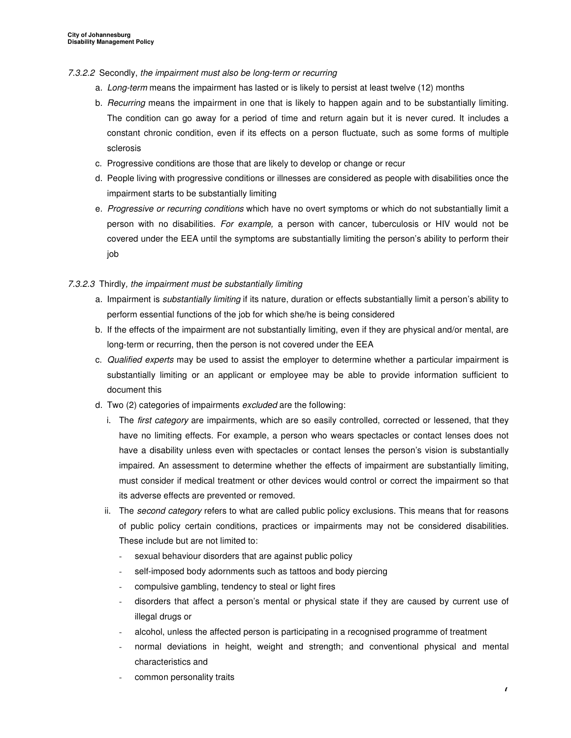*7.3.2.2* Secondly, *the impairment must also be long-term or recurring*

a. *Long-term* means the impairment has lasted or is likely to persist at least twelve (12) months
b. *Recurring* means the impairment in one that is likely to happen again and to be substantially limiting. The condition can go away for a period of time and return again but it is never cured. It includes a constant chronic condition, even if its effects on a person fluctuate, such as some forms of multiple sclerosis
c. Progressive conditions are those that are likely to develop or change or recur
d. People living with progressive conditions or illnesses are considered as people with disabilities once the impairment starts to be substantially limiting
e. *Progressive or recurring conditions* which have no overt symptoms or which do not substantially limit a person with no disabilities. *For example,* a person with cancer, tuberculosis or HIV would not be covered under the EEA until the symptoms are substantially limiting the person's ability to perform their job

*7.3.2.3* Thirdly*, the impairment must be substantially limiting*

a. Impairment is *substantially limiting* if its nature, duration or effects substantially limit a person's ability to perform essential functions of the job for which she/he is being considered
b. If the effects of the impairment are not substantially limiting, even if they are physical and/or mental, are long-term or recurring, then the person is not covered under the EEA
c. *Qualified experts* may be used to assist the employer to determine whether a particular impairment is substantially limiting or an applicant or employee may be able to provide information sufficient to document this
d. Two (2) categories of impairments *excluded* are the following:
   i. The *first category* are impairments, which are so easily controlled, corrected or lessened, that they have no limiting effects. For example, a person who wears spectacles or contact lenses does not have a disability unless even with spectacles or contact lenses the person's vision is substantially impaired. An assessment to determine whether the effects of impairment are substantially limiting, must consider if medical treatment or other devices would control or correct the impairment so that its adverse effects are prevented or removed.
   ii. The *second category* refers to what are called public policy exclusions. This means that for reasons of public policy certain conditions, practices or impairments may not be considered disabilities. These include but are not limited to:
      - sexual behaviour disorders that are against public policy
      - self-imposed body adornments such as tattoos and body piercing
      - compulsive gambling, tendency to steal or light fires
      - disorders that affect a person's mental or physical state if they are caused by current use of illegal drugs or
      - alcohol, unless the affected person is participating in a recognised programme of treatment
      - normal deviations in height, weight and strength; and conventional physical and mental characteristics and
      - common personality traits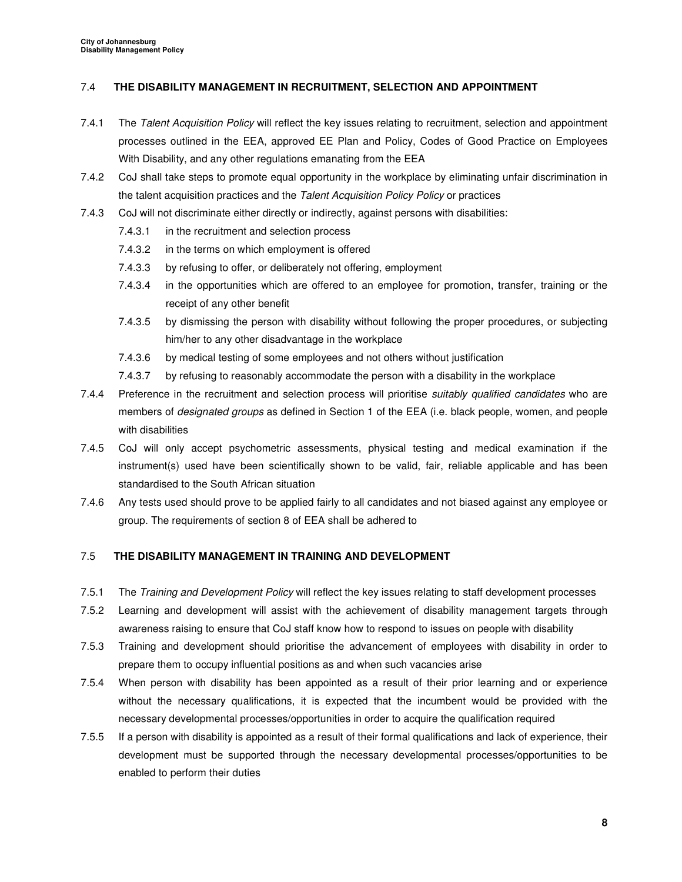### 7.4 THE DISABILITY MANAGEMENT IN RECRUITMENT, SELECTION AND APPOINTMENT

7.4.1 The *Talent Acquisition Policy* will reflect the key issues relating to recruitment, selection and appointment processes outlined in the EEA, approved EE Plan and Policy, Codes of Good Practice on Employees With Disability, and any other regulations emanating from the EEA

7.4.2 CoJ shall take steps to promote equal opportunity in the workplace by eliminating unfair discrimination in the talent acquisition practices and the *Talent Acquisition Policy Policy* or practices

7.4.3 CoJ will not discriminate either directly or indirectly, against persons with disabilities:

- 7.4.3.1 in the recruitment and selection process
- 7.4.3.2 in the terms on which employment is offered
- 7.4.3.3 by refusing to offer, or deliberately not offering, employment
- 7.4.3.4 in the opportunities which are offered to an employee for promotion, transfer, training or the receipt of any other benefit
- 7.4.3.5 by dismissing the person with disability without following the proper procedures, or subjecting him/her to any other disadvantage in the workplace
- 7.4.3.6 by medical testing of some employees and not others without justification
- 7.4.3.7 by refusing to reasonably accommodate the person with a disability in the workplace

7.4.4 Preference in the recruitment and selection process will prioritise *suitably qualified candidates* who are members of *designated groups* as defined in Section 1 of the EEA (i.e. black people, women, and people with disabilities

7.4.5 CoJ will only accept psychometric assessments, physical testing and medical examination if the instrument(s) used have been scientifically shown to be valid, fair, reliable applicable and has been standardised to the South African situation

7.4.6 Any tests used should prove to be applied fairly to all candidates and not biased against any employee or group. The requirements of section 8 of EEA shall be adhered to

### 7.5 THE DISABILITY MANAGEMENT IN TRAINING AND DEVELOPMENT

7.5.1 The *Training and Development Policy* will reflect the key issues relating to staff development processes

7.5.2 Learning and development will assist with the achievement of disability management targets through awareness raising to ensure that CoJ staff know how to respond to issues on people with disability

7.5.3 Training and development should prioritise the advancement of employees with disability in order to prepare them to occupy influential positions as and when such vacancies arise

7.5.4 When person with disability has been appointed as a result of their prior learning and or experience without the necessary qualifications, it is expected that the incumbent would be provided with the necessary developmental processes/opportunities in order to acquire the qualification required

7.5.5 If a person with disability is appointed as a result of their formal qualifications and lack of experience, their development must be supported through the necessary developmental processes/opportunities to be enabled to perform their duties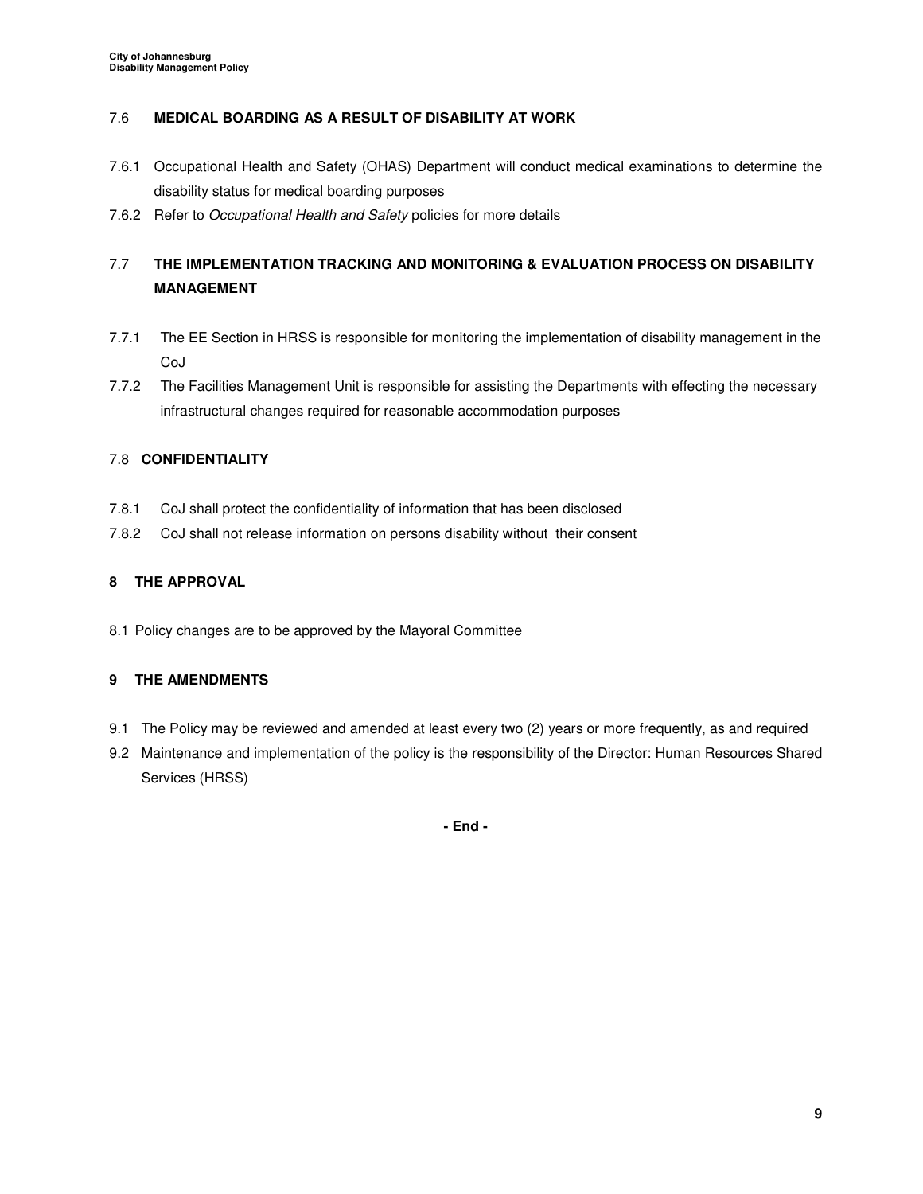### 7.6 MEDICAL BOARDING AS A RESULT OF DISABILITY AT WORK

7.6.1 Occupational Health and Safety (OHAS) Department will conduct medical examinations to determine the disability status for medical boarding purposes

7.6.2 Refer to *Occupational Health and Safety* policies for more details

### 7.7 THE IMPLEMENTATION TRACKING AND MONITORING & EVALUATION PROCESS ON DISABILITY MANAGEMENT

7.7.1 The EE Section in HRSS is responsible for monitoring the implementation of disability management in the CoJ

7.7.2 The Facilities Management Unit is responsible for assisting the Departments with effecting the necessary infrastructural changes required for reasonable accommodation purposes

### 7.8 CONFIDENTIALITY

7.8.1 CoJ shall protect the confidentiality of information that has been disclosed

7.8.2 CoJ shall not release information on persons disability without their consent

## 8 THE APPROVAL

8.1 Policy changes are to be approved by the Mayoral Committee

## 9 THE AMENDMENTS

9.1 The Policy may be reviewed and amended at least every two (2) years or more frequently, as and required

9.2 Maintenance and implementation of the policy is the responsibility of the Director: Human Resources Shared Services (HRSS)

**- End -**